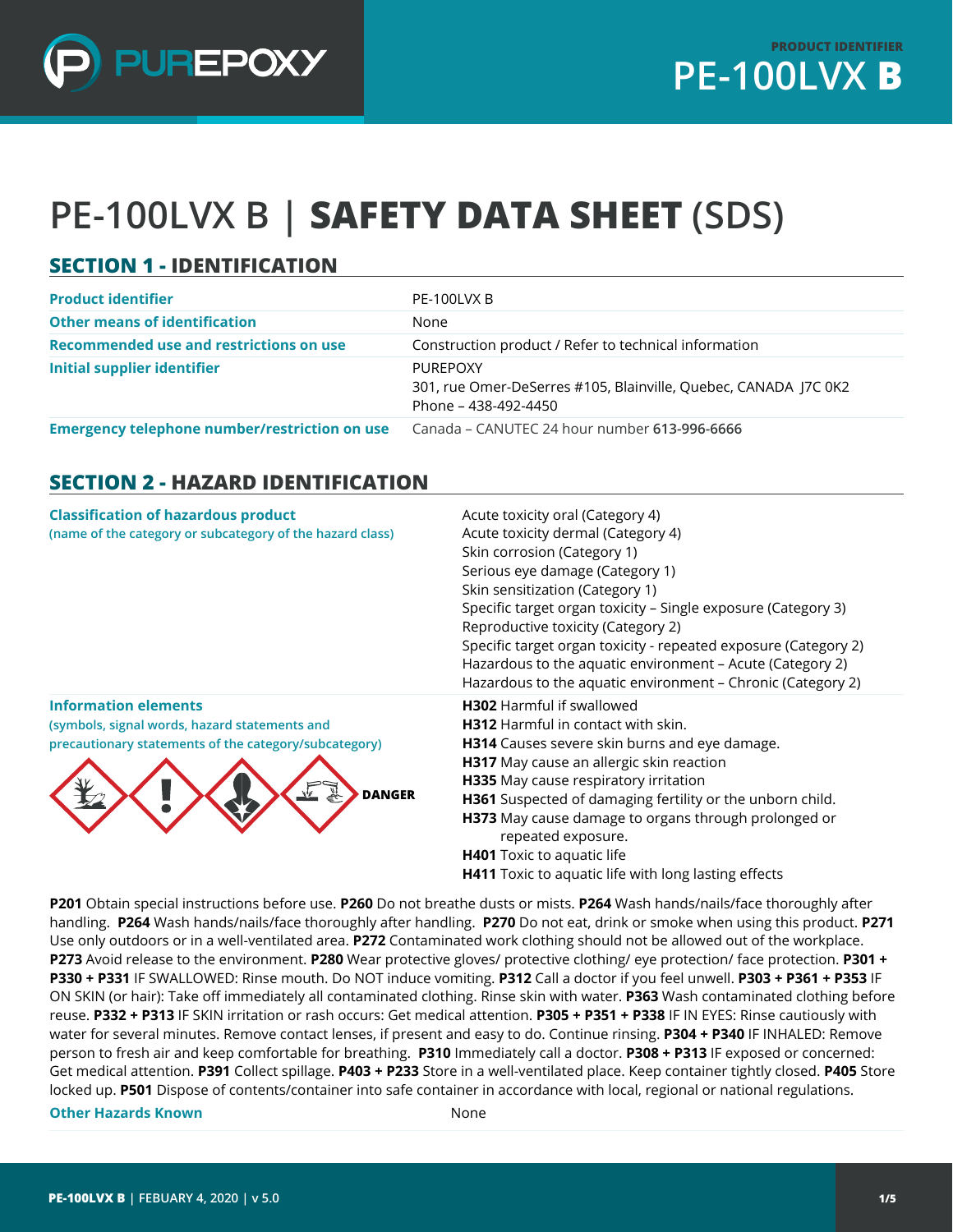PUREPOXY

PRODUCT IDENTIFIER
**PE-100LVX B**

# PE-100LVX B | **SAFETY DATA SHEET** (SDS)

## SECTION 1 - IDENTIFICATION

| | |
|---|---|
| **Product identifier** | PE-100LVX B |
| **Other means of identification** | None |
| **Recommended use and restrictions on use** | Construction product / Refer to technical information |
| **Initial supplier identifier** | PUREPOXY<br>301, rue Omer-DeSerres #105, Blainville, Quebec, CANADA J7C 0K2<br>Phone – 438-492-4450 |
| **Emergency telephone number/restriction on use** | Canada – CANUTEC 24 hour number **613-996-6666** |

## SECTION 2 - HAZARD IDENTIFICATION

| | |
|---|---|
| **Classification of hazardous product**<br>(name of the category or subcategory of the hazard class) | Acute toxicity oral (Category 4)<br>Acute toxicity dermal (Category 4)<br>Skin corrosion (Category 1)<br>Serious eye damage (Category 1)<br>Skin sensitization (Category 1)<br>Specific target organ toxicity – Single exposure (Category 3)<br>Reproductive toxicity (Category 2)<br>Specific target organ toxicity - repeated exposure (Category 2)<br>Hazardous to the aquatic environment – Acute (Category 2)<br>Hazardous to the aquatic environment – Chronic (Category 2) |
| **Information elements**<br>(symbols, signal words, hazard statements and precautionary statements of the category/subcategory)<br><br>**DANGER** | **H302** Harmful if swallowed<br>**H312** Harmful in contact with skin.<br>**H314** Causes severe skin burns and eye damage.<br>**H317** May cause an allergic skin reaction<br>**H335** May cause respiratory irritation<br>**H361** Suspected of damaging fertility or the unborn child.<br>**H373** May cause damage to organs through prolonged or repeated exposure.<br>**H401** Toxic to aquatic life<br>**H411** Toxic to aquatic life with long lasting effects |

**P201** Obtain special instructions before use. **P260** Do not breathe dusts or mists. **P264** Wash hands/nails/face thoroughly after handling. **P264** Wash hands/nails/face thoroughly after handling. **P270** Do not eat, drink or smoke when using this product. **P271** Use only outdoors or in a well-ventilated area. **P272** Contaminated work clothing should not be allowed out of the workplace. **P273** Avoid release to the environment. **P280** Wear protective gloves/ protective clothing/ eye protection/ face protection. **P301 + P330 + P331** IF SWALLOWED: Rinse mouth. Do NOT induce vomiting. **P312** Call a doctor if you feel unwell. **P303 + P361 + P353** IF ON SKIN (or hair): Take off immediately all contaminated clothing. Rinse skin with water. **P363** Wash contaminated clothing before reuse. **P332 + P313** IF SKIN irritation or rash occurs: Get medical attention. **P305 + P351 + P338** IF IN EYES: Rinse cautiously with water for several minutes. Remove contact lenses, if present and easy to do. Continue rinsing. **P304 + P340** IF INHALED: Remove person to fresh air and keep comfortable for breathing. **P310** Immediately call a doctor. **P308 + P313** IF exposed or concerned: Get medical attention. **P391** Collect spillage. **P403 + P233** Store in a well-ventilated place. Keep container tightly closed. **P405** Store locked up. **P501** Dispose of contents/container into safe container in accordance with local, regional or national regulations.

| | |
|---|---|
| **Other Hazards Known** | None |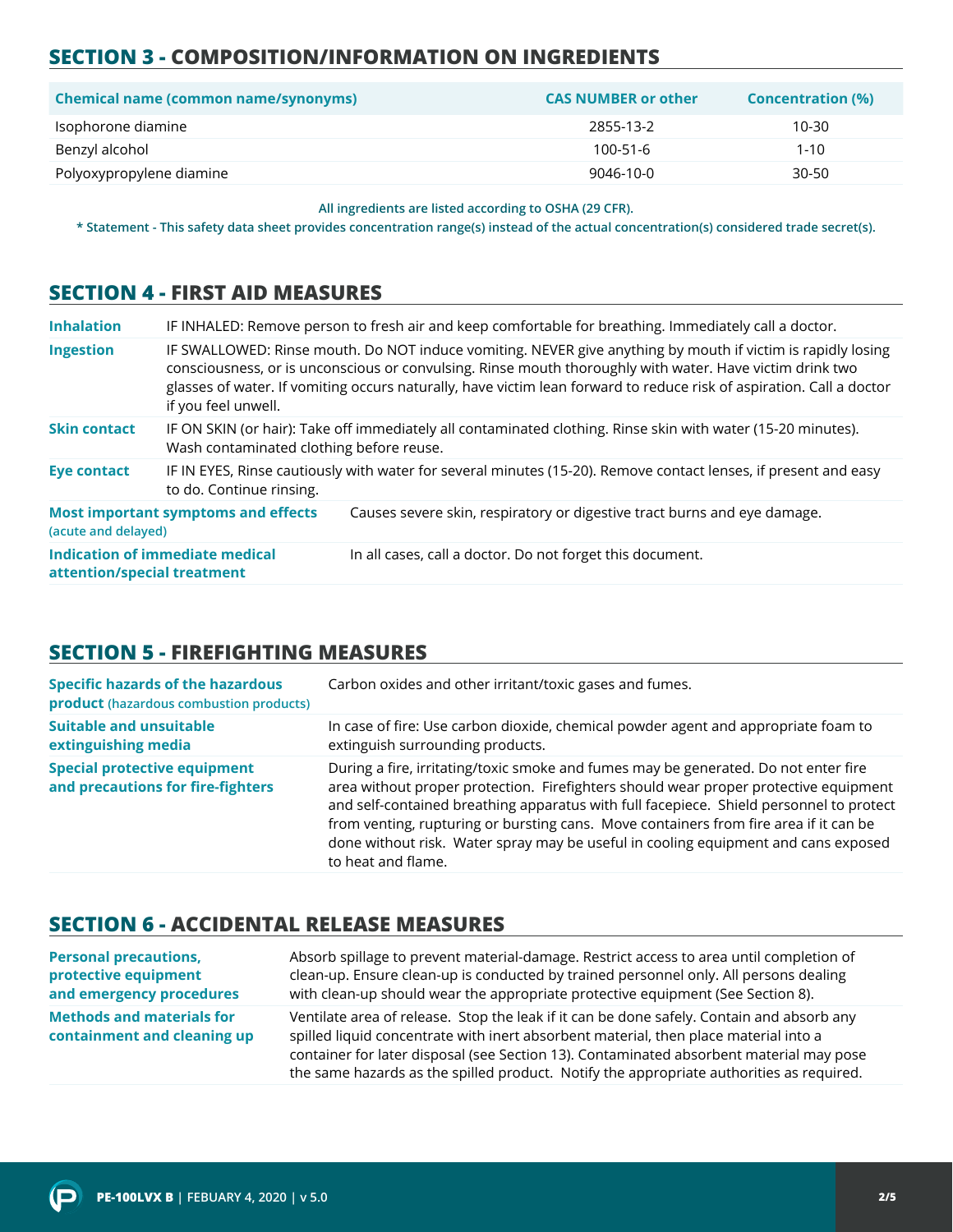## SECTION 3 - COMPOSITION/INFORMATION ON INGREDIENTS

| Chemical name (common name/synonyms) | CAS NUMBER or other | Concentration (%) |
|---|---|---|
| Isophorone diamine | 2855-13-2 | 10-30 |
| Benzyl alcohol | 100-51-6 | 1-10 |
| Polyoxypropylene diamine | 9046-10-0 | 30-50 |

All ingredients are listed according to OSHA (29 CFR).

* Statement - This safety data sheet provides concentration range(s) instead of the actual concentration(s) considered trade secret(s).

## SECTION 4 - FIRST AID MEASURES

| | |
|---|---|
| **Inhalation** | IF INHALED: Remove person to fresh air and keep comfortable for breathing. Immediately call a doctor. |
| **Ingestion** | IF SWALLOWED: Rinse mouth. Do NOT induce vomiting. NEVER give anything by mouth if victim is rapidly losing consciousness, or is unconscious or convulsing. Rinse mouth thoroughly with water. Have victim drink two glasses of water. If vomiting occurs naturally, have victim lean forward to reduce risk of aspiration. Call a doctor if you feel unwell. |
| **Skin contact** | IF ON SKIN (or hair): Take off immediately all contaminated clothing. Rinse skin with water (15-20 minutes). Wash contaminated clothing before reuse. |
| **Eye contact** | IF IN EYES, Rinse cautiously with water for several minutes (15-20). Remove contact lenses, if present and easy to do. Continue rinsing. |
| **Most important symptoms and effects** (acute and delayed) | Causes severe skin, respiratory or digestive tract burns and eye damage. |
| **Indication of immediate medical attention/special treatment** | In all cases, call a doctor. Do not forget this document. |

## SECTION 5 - FIREFIGHTING MEASURES

| | |
|---|---|
| **Specific hazards of the hazardous product** (hazardous combustion products) | Carbon oxides and other irritant/toxic gases and fumes. |
| **Suitable and unsuitable extinguishing media** | In case of fire: Use carbon dioxide, chemical powder agent and appropriate foam to extinguish surrounding products. |
| **Special protective equipment and precautions for fire-fighters** | During a fire, irritating/toxic smoke and fumes may be generated. Do not enter fire area without proper protection. Firefighters should wear proper protective equipment and self-contained breathing apparatus with full facepiece. Shield personnel to protect from venting, rupturing or bursting cans. Move containers from fire area if it can be done without risk. Water spray may be useful in cooling equipment and cans exposed to heat and flame. |

## SECTION 6 - ACCIDENTAL RELEASE MEASURES

| | |
|---|---|
| **Personal precautions, protective equipment and emergency procedures** | Absorb spillage to prevent material-damage. Restrict access to area until completion of clean-up. Ensure clean-up is conducted by trained personnel only. All persons dealing with clean-up should wear the appropriate protective equipment (See Section 8). |
| **Methods and materials for containment and cleaning up** | Ventilate area of release. Stop the leak if it can be done safely. Contain and absorb any spilled liquid concentrate with inert absorbent material, then place material into a container for later disposal (see Section 13). Contaminated absorbent material may pose the same hazards as the spilled product. Notify the appropriate authorities as required. |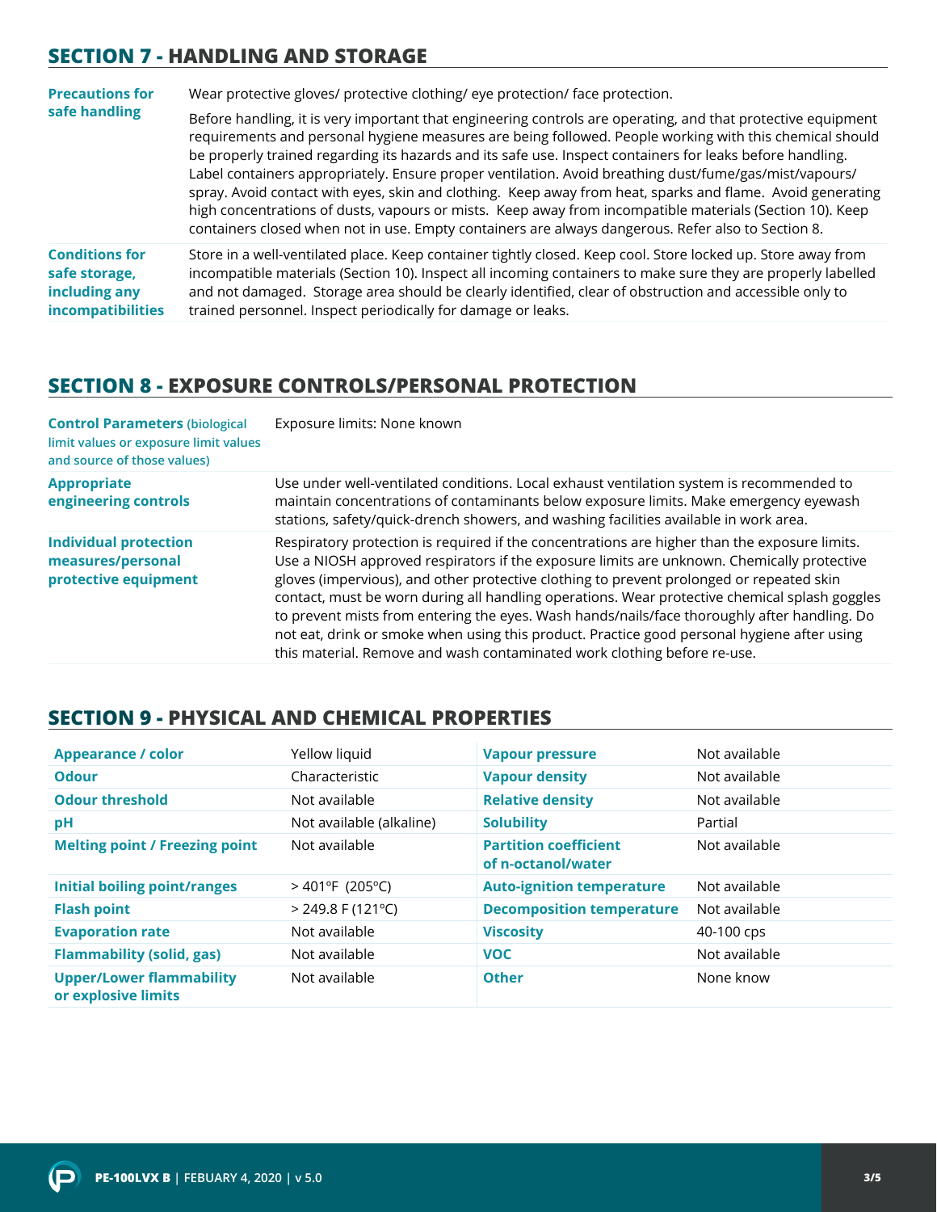## SECTION 7 - HANDLING AND STORAGE

| | |
|---|---|
| **Precautions for safe handling** | Wear protective gloves/ protective clothing/ eye protection/ face protection.<br><br>Before handling, it is very important that engineering controls are operating, and that protective equipment requirements and personal hygiene measures are being followed. People working with this chemical should be properly trained regarding its hazards and its safe use. Inspect containers for leaks before handling. Label containers appropriately. Ensure proper ventilation. Avoid breathing dust/fume/gas/mist/vapours/ spray. Avoid contact with eyes, skin and clothing. Keep away from heat, sparks and flame. Avoid generating high concentrations of dusts, vapours or mists. Keep away from incompatible materials (Section 10). Keep containers closed when not in use. Empty containers are always dangerous. Refer also to Section 8. |
| **Conditions for safe storage, including any incompatibilities** | Store in a well-ventilated place. Keep container tightly closed. Keep cool. Store locked up. Store away from incompatible materials (Section 10). Inspect all incoming containers to make sure they are properly labelled and not damaged. Storage area should be clearly identified, clear of obstruction and accessible only to trained personnel. Inspect periodically for damage or leaks. |

## SECTION 8 - EXPOSURE CONTROLS/PERSONAL PROTECTION

| | |
|---|---|
| **Control Parameters** (biological limit values or exposure limit values and source of those values) | Exposure limits: None known |
| **Appropriate engineering controls** | Use under well-ventilated conditions. Local exhaust ventilation system is recommended to maintain concentrations of contaminants below exposure limits. Make emergency eyewash stations, safety/quick-drench showers, and washing facilities available in work area. |
| **Individual protection measures/personal protective equipment** | Respiratory protection is required if the concentrations are higher than the exposure limits. Use a NIOSH approved respirators if the exposure limits are unknown. Chemically protective gloves (impervious), and other protective clothing to prevent prolonged or repeated skin contact, must be worn during all handling operations. Wear protective chemical splash goggles to prevent mists from entering the eyes. Wash hands/nails/face thoroughly after handling. Do not eat, drink or smoke when using this product. Practice good personal hygiene after using this material. Remove and wash contaminated work clothing before re-use. |

## SECTION 9 - PHYSICAL AND CHEMICAL PROPERTIES

| | | | |
|---|---|---|---|
| **Appearance / color** | Yellow liquid | **Vapour pressure** | Not available |
| **Odour** | Characteristic | **Vapour density** | Not available |
| **Odour threshold** | Not available | **Relative density** | Not available |
| **pH** | Not available (alkaline) | **Solubility** | Partial |
| **Melting point / Freezing point** | Not available | **Partition coefficient of n-octanol/water** | Not available |
| **Initial boiling point/ranges** | > 401°F (205°C) | **Auto-ignition temperature** | Not available |
| **Flash point** | > 249.8 F (121°C) | **Decomposition temperature** | Not available |
| **Evaporation rate** | Not available | **Viscosity** | 40-100 cps |
| **Flammability (solid, gas)** | Not available | **VOC** | Not available |
| **Upper/Lower flammability or explosive limits** | Not available | **Other** | None know |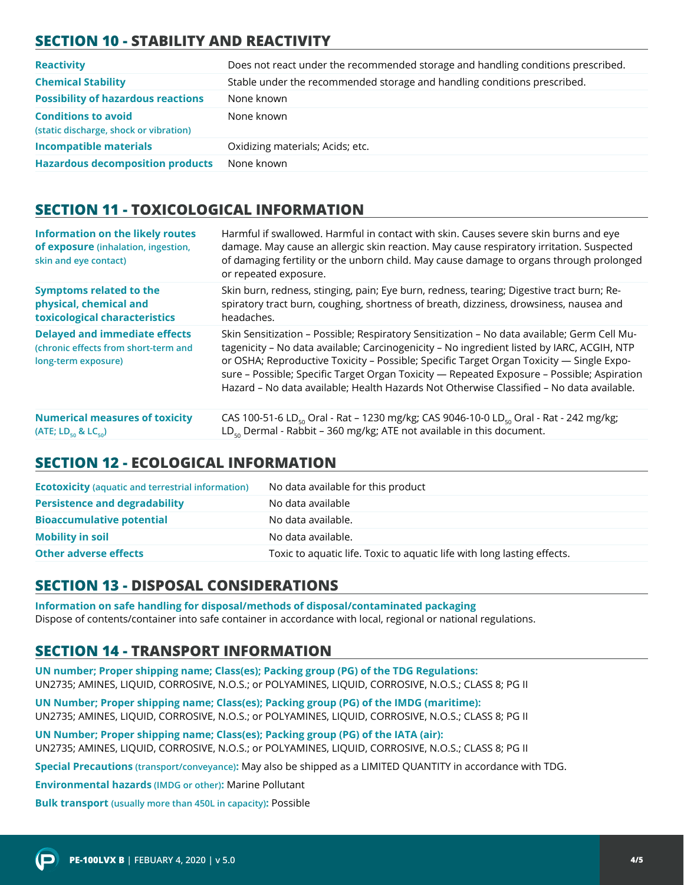## SECTION 10 - STABILITY AND REACTIVITY

| | |
|---|---|
| **Reactivity** | Does not react under the recommended storage and handling conditions prescribed. |
| **Chemical Stability** | Stable under the recommended storage and handling conditions prescribed. |
| **Possibility of hazardous reactions** | None known |
| **Conditions to avoid** (static discharge, shock or vibration) | None known |
| **Incompatible materials** | Oxidizing materials; Acids; etc. |
| **Hazardous decomposition products** | None known |

## SECTION 11 - TOXICOLOGICAL INFORMATION

| | |
|---|---|
| **Information on the likely routes of exposure** (inhalation, ingestion, skin and eye contact) | Harmful if swallowed. Harmful in contact with skin. Causes severe skin burns and eye damage. May cause an allergic skin reaction. May cause respiratory irritation. Suspected of damaging fertility or the unborn child. May cause damage to organs through prolonged or repeated exposure. |
| **Symptoms related to the physical, chemical and toxicological characteristics** | Skin burn, redness, stinging, pain; Eye burn, redness, tearing; Digestive tract burn; Respiratory tract burn, coughing, shortness of breath, dizziness, drowsiness, nausea and headaches. |
| **Delayed and immediate effects** (chronic effects from short-term and long-term exposure) | Skin Sensitization – Possible; Respiratory Sensitization – No data available; Germ Cell Mutagenicity – No data available; Carcinogenicity – No ingredient listed by IARC, ACGIH, NTP or OSHA; Reproductive Toxicity – Possible; Specific Target Organ Toxicity — Single Exposure – Possible; Specific Target Organ Toxicity — Repeated Exposure – Possible; Aspiration Hazard – No data available; Health Hazards Not Otherwise Classified – No data available. |
| **Numerical measures of toxicity** (ATE; $LD_{50}$ & $LC_{50}$) | CAS 100-51-6 $LD_{50}$ Oral - Rat – 1230 mg/kg; CAS 9046-10-0 $LD_{50}$ Oral - Rat - 242 mg/kg; $LD_{50}$ Dermal - Rabbit – 360 mg/kg; ATE not available in this document. |

## SECTION 12 - ECOLOGICAL INFORMATION

| | |
|---|---|
| **Ecotoxicity** (aquatic and terrestrial information) | No data available for this product |
| **Persistence and degradability** | No data available |
| **Bioaccumulative potential** | No data available. |
| **Mobility in soil** | No data available. |
| **Other adverse effects** | Toxic to aquatic life. Toxic to aquatic life with long lasting effects. |

## SECTION 13 - DISPOSAL CONSIDERATIONS

**Information on safe handling for disposal/methods of disposal/contaminated packaging**
Dispose of contents/container into safe container in accordance with local, regional or national regulations.

## SECTION 14 - TRANSPORT INFORMATION

**UN number; Proper shipping name; Class(es); Packing group (PG) of the TDG Regulations:**
UN2735; AMINES, LIQUID, CORROSIVE, N.O.S.; or POLYAMINES, LIQUID, CORROSIVE, N.O.S.; CLASS 8; PG II

**UN Number; Proper shipping name; Class(es); Packing group (PG) of the IMDG (maritime):**
UN2735; AMINES, LIQUID, CORROSIVE, N.O.S.; or POLYAMINES, LIQUID, CORROSIVE, N.O.S.; CLASS 8; PG II

**UN Number; Proper shipping name; Class(es); Packing group (PG) of the IATA (air):**
UN2735; AMINES, LIQUID, CORROSIVE, N.O.S.; or POLYAMINES, LIQUID, CORROSIVE, N.O.S.; CLASS 8; PG II

**Special Precautions** (transport/conveyance): May also be shipped as a LIMITED QUANTITY in accordance with TDG.

**Environmental hazards** (IMDG or other): Marine Pollutant

**Bulk transport** (usually more than 450L in capacity): Possible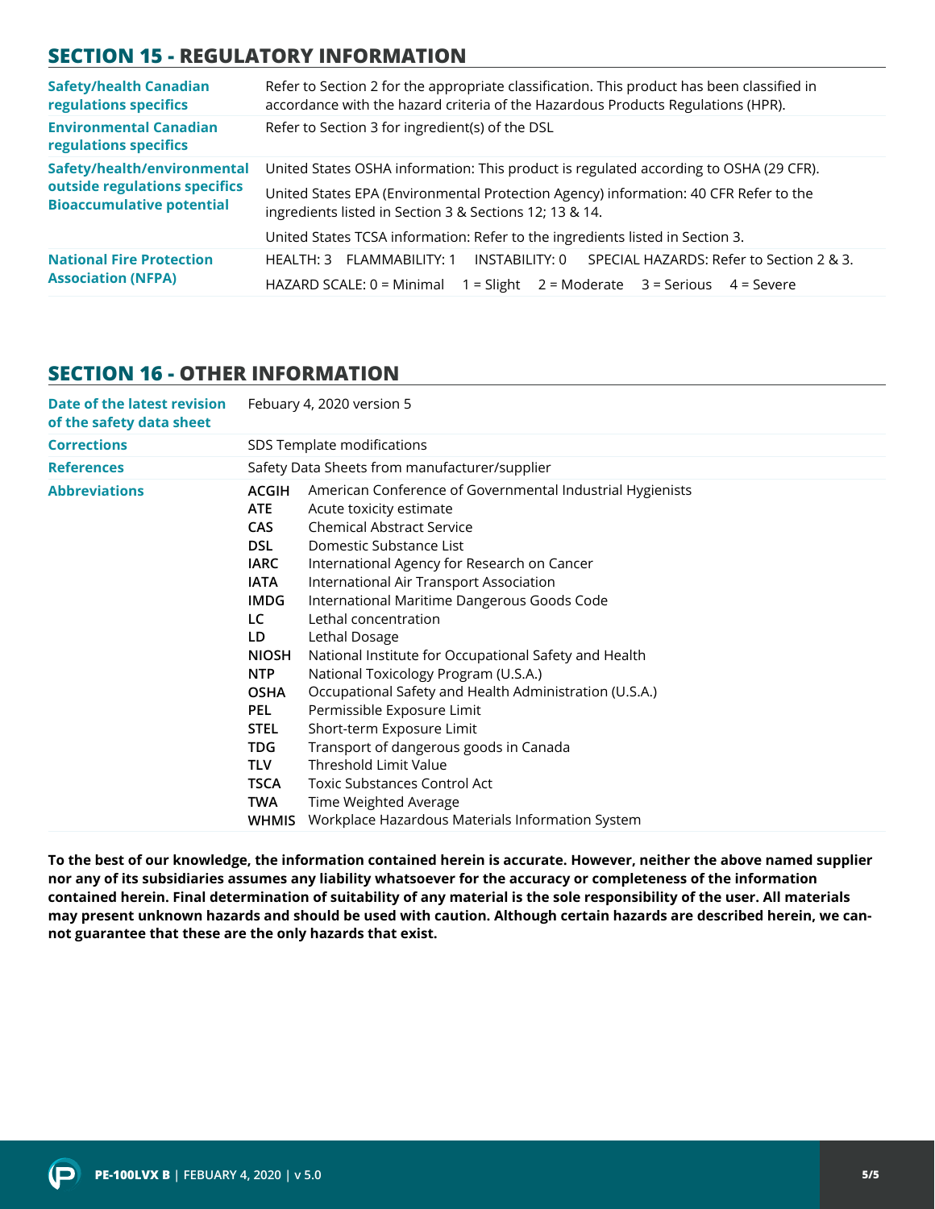## SECTION 15 - REGULATORY INFORMATION

| | |
|---|---|
| **Safety/health Canadian regulations specifics** | Refer to Section 2 for the appropriate classification. This product has been classified in accordance with the hazard criteria of the Hazardous Products Regulations (HPR). |
| **Environmental Canadian regulations specifics** | Refer to Section 3 for ingredient(s) of the DSL |
| **Safety/health/environmental outside regulations specifics Bioaccumulative potential** | United States OSHA information: This product is regulated according to OSHA (29 CFR).<br>United States EPA (Environmental Protection Agency) information: 40 CFR Refer to the ingredients listed in Section 3 & Sections 12; 13 & 14.<br>United States TCSA information: Refer to the ingredients listed in Section 3. |
| **National Fire Protection Association (NFPA)** | HEALTH: 3 FLAMMABILITY: 1 INSTABILITY: 0 SPECIAL HAZARDS: Refer to Section 2 & 3.<br>HAZARD SCALE: 0 = Minimal 1 = Slight 2 = Moderate 3 = Serious 4 = Severe |

## SECTION 16 - OTHER INFORMATION

| | |
|---|---|
| **Date of the latest revision of the safety data sheet** | Febuary 4, 2020 version 5 |
| **Corrections** | SDS Template modifications |
| **References** | Safety Data Sheets from manufacturer/supplier |
| **Abbreviations** | **ACGIH** American Conference of Governmental Industrial Hygienists<br>**ATE** Acute toxicity estimate<br>**CAS** Chemical Abstract Service<br>**DSL** Domestic Substance List<br>**IARC** International Agency for Research on Cancer<br>**IATA** International Air Transport Association<br>**IMDG** International Maritime Dangerous Goods Code<br>**LC** Lethal concentration<br>**LD** Lethal Dosage<br>**NIOSH** National Institute for Occupational Safety and Health<br>**NTP** National Toxicology Program (U.S.A.)<br>**OSHA** Occupational Safety and Health Administration (U.S.A.)<br>**PEL** Permissible Exposure Limit<br>**STEL** Short-term Exposure Limit<br>**TDG** Transport of dangerous goods in Canada<br>**TLV** Threshold Limit Value<br>**TSCA** Toxic Substances Control Act<br>**TWA** Time Weighted Average<br>**WHMIS** Workplace Hazardous Materials Information System |

**To the best of our knowledge, the information contained herein is accurate. However, neither the above named supplier nor any of its subsidiaries assumes any liability whatsoever for the accuracy or completeness of the information contained herein. Final determination of suitability of any material is the sole responsibility of the user. All materials may present unknown hazards and should be used with caution. Although certain hazards are described herein, we cannot guarantee that these are the only hazards that exist.**